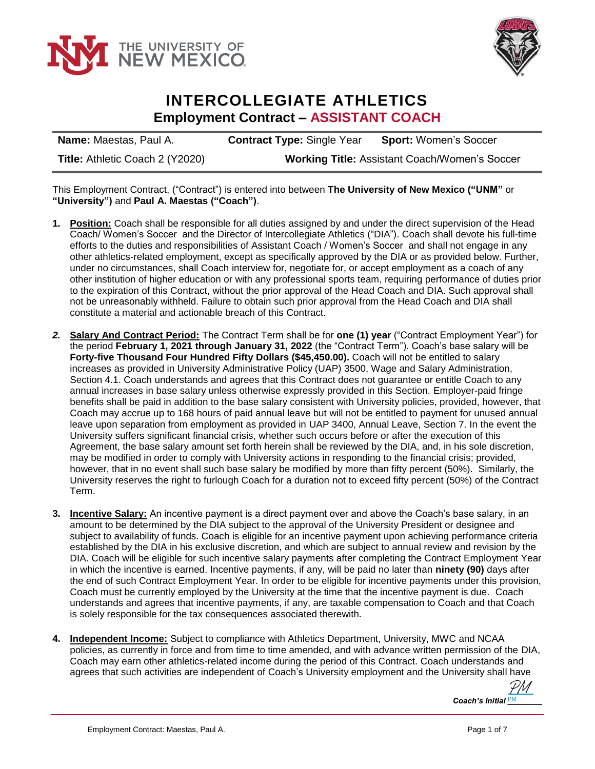# INTERCOLLEGIATE ATHLETICS

## Employment Contract – ASSISTANT COACH

| **Name:** Maestas, Paul A. | **Contract Type:** Single Year | **Sport:** Women's Soccer |
|---|---|---|
| **Title:** Athletic Coach 2 (Y2020) | **Working Title:** Assistant Coach/Women's Soccer | |

This Employment Contract, ("Contract") is entered into between **The University of New Mexico ("UNM"** or **"University")** and **Paul A. Maestas ("Coach")**.

1. **Position:** Coach shall be responsible for all duties assigned by and under the direct supervision of the Head Coach/ Women's Soccer and the Director of Intercollegiate Athletics ("DIA"). Coach shall devote his full-time efforts to the duties and responsibilities of Assistant Coach / Women's Soccer and shall not engage in any other athletics-related employment, except as specifically approved by the DIA or as provided below. Further, under no circumstances, shall Coach interview for, negotiate for, or accept employment as a coach of any other institution of higher education or with any professional sports team, requiring performance of duties prior to the expiration of this Contract, without the prior approval of the Head Coach and DIA. Such approval shall not be unreasonably withheld. Failure to obtain such prior approval from the Head Coach and DIA shall constitute a material and actionable breach of this Contract.

2. **Salary And Contract Period:** The Contract Term shall be for **one (1) year** ("Contract Employment Year") for the period **February 1, 2021 through January 31, 2022** (the "Contract Term"). Coach's base salary will be **Forty-five Thousand Four Hundred Fifty Dollars ($45,450.00).** Coach will not be entitled to salary increases as provided in University Administrative Policy (UAP) 3500, Wage and Salary Administration, Section 4.1. Coach understands and agrees that this Contract does not guarantee or entitle Coach to any annual increases in base salary unless otherwise expressly provided in this Section. Employer-paid fringe benefits shall be paid in addition to the base salary consistent with University policies, provided, however, that Coach may accrue up to 168 hours of paid annual leave but will not be entitled to payment for unused annual leave upon separation from employment as provided in UAP 3400, Annual Leave, Section 7. In the event the University suffers significant financial crisis, whether such occurs before or after the execution of this Agreement, the base salary amount set forth herein shall be reviewed by the DIA, and, in his sole discretion, may be modified in order to comply with University actions in responding to the financial crisis; provided, however, that in no event shall such base salary be modified by more than fifty percent (50%). Similarly, the University reserves the right to furlough Coach for a duration not to exceed fifty percent (50%) of the Contract Term.

3. **Incentive Salary:** An incentive payment is a direct payment over and above the Coach's base salary, in an amount to be determined by the DIA subject to the approval of the University President or designee and subject to availability of funds. Coach is eligible for an incentive payment upon achieving performance criteria established by the DIA in his exclusive discretion, and which are subject to annual review and revision by the DIA. Coach will be eligible for such incentive salary payments after completing the Contract Employment Year in which the incentive is earned. Incentive payments, if any, will be paid no later than **ninety (90)** days after the end of such Contract Employment Year. In order to be eligible for incentive payments under this provision, Coach must be currently employed by the University at the time that the incentive payment is due. Coach understands and agrees that incentive payments, if any, are taxable compensation to Coach and that Coach is solely responsible for the tax consequences associated therewith.

4. **Independent Income:** Subject to compliance with Athletics Department, University, MWC and NCAA policies, as currently in force and from time to time amended, and with advance written permission of the DIA, Coach may earn other athletics-related income during the period of this Contract. Coach understands and agrees that such activities are independent of Coach's University employment and the University shall have

*Coach's Initial* PM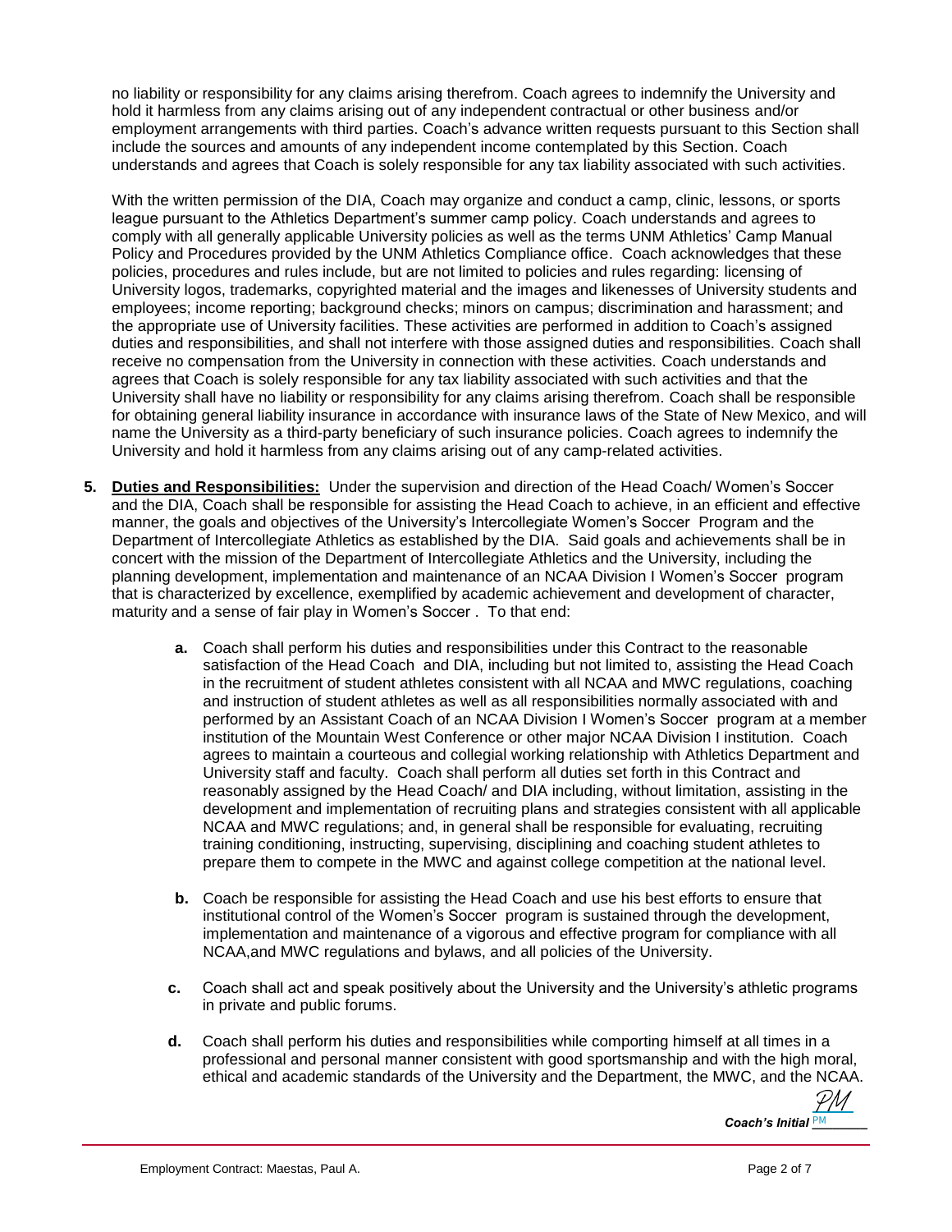no liability or responsibility for any claims arising therefrom. Coach agrees to indemnify the University and hold it harmless from any claims arising out of any independent contractual or other business and/or employment arrangements with third parties. Coach's advance written requests pursuant to this Section shall include the sources and amounts of any independent income contemplated by this Section. Coach understands and agrees that Coach is solely responsible for any tax liability associated with such activities.

With the written permission of the DIA, Coach may organize and conduct a camp, clinic, lessons, or sports league pursuant to the Athletics Department's summer camp policy. Coach understands and agrees to comply with all generally applicable University policies as well as the terms UNM Athletics' Camp Manual Policy and Procedures provided by the UNM Athletics Compliance office. Coach acknowledges that these policies, procedures and rules include, but are not limited to policies and rules regarding: licensing of University logos, trademarks, copyrighted material and the images and likenesses of University students and employees; income reporting; background checks; minors on campus; discrimination and harassment; and the appropriate use of University facilities. These activities are performed in addition to Coach's assigned duties and responsibilities, and shall not interfere with those assigned duties and responsibilities. Coach shall receive no compensation from the University in connection with these activities. Coach understands and agrees that Coach is solely responsible for any tax liability associated with such activities and that the University shall have no liability or responsibility for any claims arising therefrom. Coach shall be responsible for obtaining general liability insurance in accordance with insurance laws of the State of New Mexico, and will name the University as a third-party beneficiary of such insurance policies. Coach agrees to indemnify the University and hold it harmless from any claims arising out of any camp-related activities.

5. **Duties and Responsibilities:** Under the supervision and direction of the Head Coach/ Women's Soccer and the DIA, Coach shall be responsible for assisting the Head Coach to achieve, in an efficient and effective manner, the goals and objectives of the University's Intercollegiate Women's Soccer Program and the Department of Intercollegiate Athletics as established by the DIA. Said goals and achievements shall be in concert with the mission of the Department of Intercollegiate Athletics and the University, including the planning development, implementation and maintenance of an NCAA Division I Women's Soccer program that is characterized by excellence, exemplified by academic achievement and development of character, maturity and a sense of fair play in Women's Soccer . To that end:

   **a.** Coach shall perform his duties and responsibilities under this Contract to the reasonable satisfaction of the Head Coach and DIA, including but not limited to, assisting the Head Coach in the recruitment of student athletes consistent with all NCAA and MWC regulations, coaching and instruction of student athletes as well as all responsibilities normally associated with and performed by an Assistant Coach of an NCAA Division I Women's Soccer program at a member institution of the Mountain West Conference or other major NCAA Division I institution. Coach agrees to maintain a courteous and collegial working relationship with Athletics Department and University staff and faculty. Coach shall perform all duties set forth in this Contract and reasonably assigned by the Head Coach/ and DIA including, without limitation, assisting in the development and implementation of recruiting plans and strategies consistent with all applicable NCAA and MWC regulations; and, in general shall be responsible for evaluating, recruiting training conditioning, instructing, supervising, disciplining and coaching student athletes to prepare them to compete in the MWC and against college competition at the national level.

   **b.** Coach be responsible for assisting the Head Coach and use his best efforts to ensure that institutional control of the Women's Soccer program is sustained through the development, implementation and maintenance of a vigorous and effective program for compliance with all NCAA,and MWC regulations and bylaws, and all policies of the University.

   **c.** Coach shall act and speak positively about the University and the University's athletic programs in private and public forums.

   **d.** Coach shall perform his duties and responsibilities while comporting himself at all times in a professional and personal manner consistent with good sportsmanship and with the high moral, ethical and academic standards of the University and the Department, the MWC, and the NCAA.

***Coach's Initial*** PM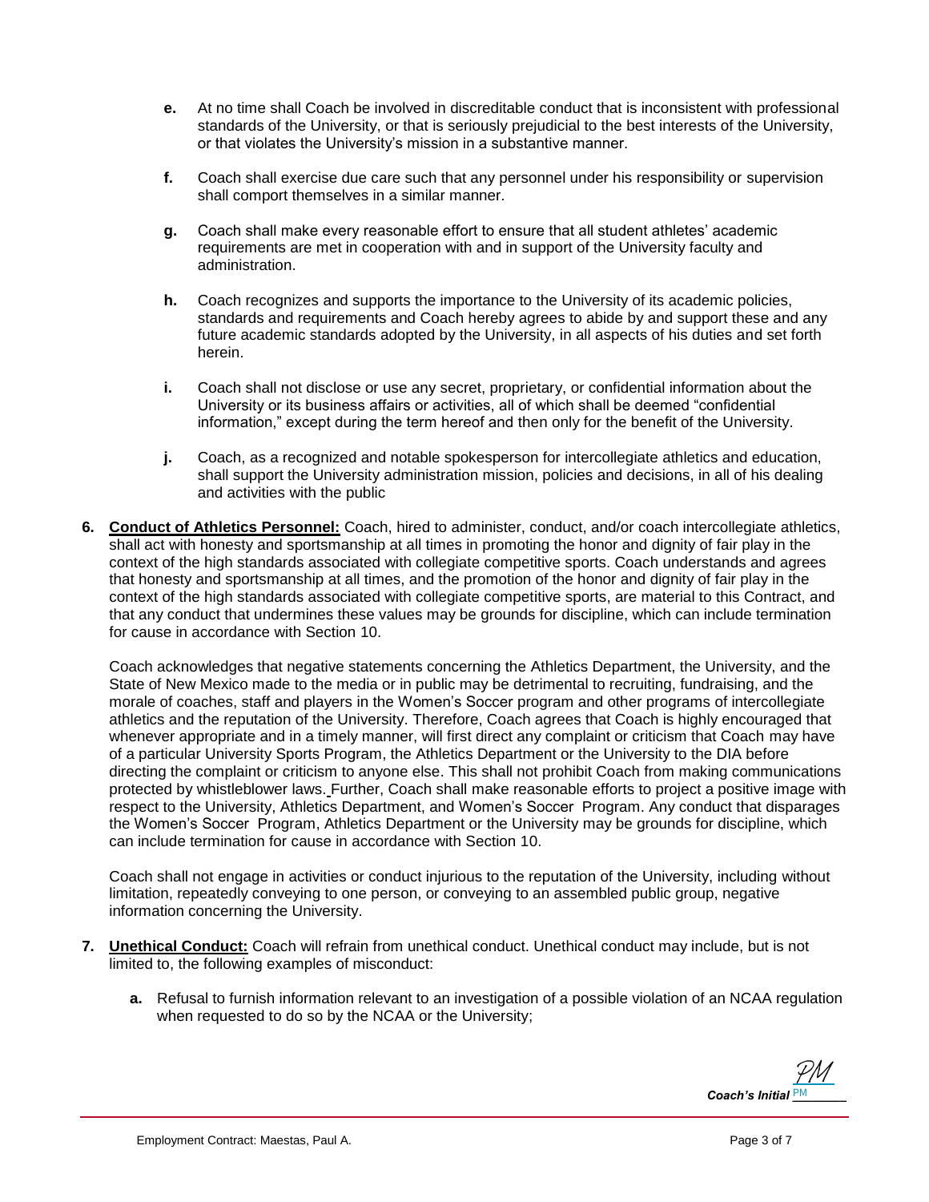**e.** At no time shall Coach be involved in discreditable conduct that is inconsistent with professional standards of the University, or that is seriously prejudicial to the best interests of the University, or that violates the University's mission in a substantive manner.

**f.** Coach shall exercise due care such that any personnel under his responsibility or supervision shall comport themselves in a similar manner.

**g.** Coach shall make every reasonable effort to ensure that all student athletes' academic requirements are met in cooperation with and in support of the University faculty and administration.

**h.** Coach recognizes and supports the importance to the University of its academic policies, standards and requirements and Coach hereby agrees to abide by and support these and any future academic standards adopted by the University, in all aspects of his duties and set forth herein.

**i.** Coach shall not disclose or use any secret, proprietary, or confidential information about the University or its business affairs or activities, all of which shall be deemed "confidential information," except during the term hereof and then only for the benefit of the University.

**j.** Coach, as a recognized and notable spokesperson for intercollegiate athletics and education, shall support the University administration mission, policies and decisions, in all of his dealing and activities with the public

**6. Conduct of Athletics Personnel:** Coach, hired to administer, conduct, and/or coach intercollegiate athletics, shall act with honesty and sportsmanship at all times in promoting the honor and dignity of fair play in the context of the high standards associated with collegiate competitive sports. Coach understands and agrees that honesty and sportsmanship at all times, and the promotion of the honor and dignity of fair play in the context of the high standards associated with collegiate competitive sports, are material to this Contract, and that any conduct that undermines these values may be grounds for discipline, which can include termination for cause in accordance with Section 10.

Coach acknowledges that negative statements concerning the Athletics Department, the University, and the State of New Mexico made to the media or in public may be detrimental to recruiting, fundraising, and the morale of coaches, staff and players in the Women's Soccer program and other programs of intercollegiate athletics and the reputation of the University. Therefore, Coach agrees that Coach is highly encouraged that whenever appropriate and in a timely manner, will first direct any complaint or criticism that Coach may have of a particular University Sports Program, the Athletics Department or the University to the DIA before directing the complaint or criticism to anyone else. This shall not prohibit Coach from making communications protected by whistleblower laws. Further, Coach shall make reasonable efforts to project a positive image with respect to the University, Athletics Department, and Women's Soccer Program. Any conduct that disparages the Women's Soccer Program, Athletics Department or the University may be grounds for discipline, which can include termination for cause in accordance with Section 10.

Coach shall not engage in activities or conduct injurious to the reputation of the University, including without limitation, repeatedly conveying to one person, or conveying to an assembled public group, negative information concerning the University.

**7. Unethical Conduct:** Coach will refrain from unethical conduct. Unethical conduct may include, but is not limited to, the following examples of misconduct:

**a.** Refusal to furnish information relevant to an investigation of a possible violation of an NCAA regulation when requested to do so by the NCAA or the University;

*Coach's Initial* PM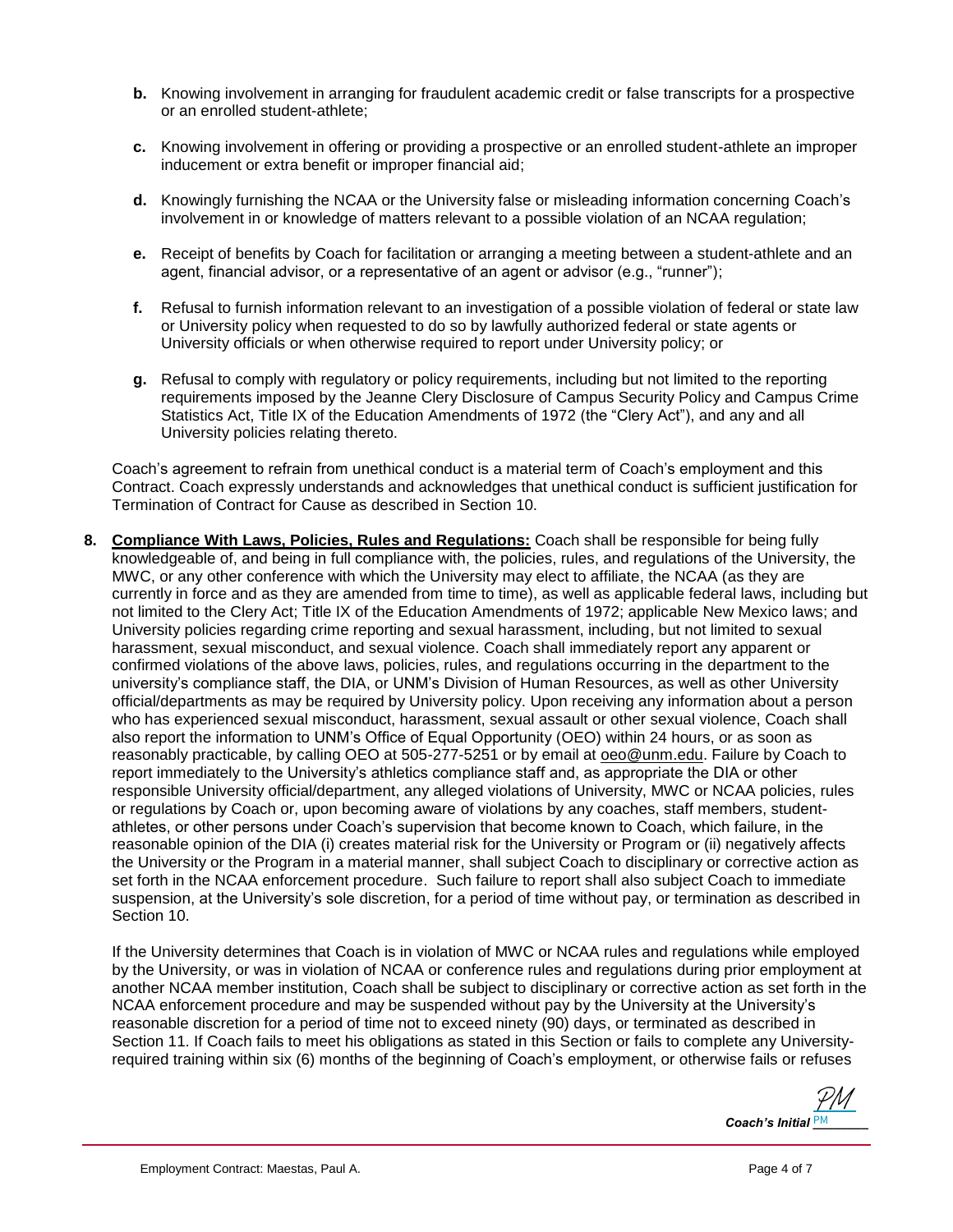**b.** Knowing involvement in arranging for fraudulent academic credit or false transcripts for a prospective or an enrolled student-athlete;

**c.** Knowing involvement in offering or providing a prospective or an enrolled student-athlete an improper inducement or extra benefit or improper financial aid;

**d.** Knowingly furnishing the NCAA or the University false or misleading information concerning Coach's involvement in or knowledge of matters relevant to a possible violation of an NCAA regulation;

**e.** Receipt of benefits by Coach for facilitation or arranging a meeting between a student-athlete and an agent, financial advisor, or a representative of an agent or advisor (e.g., "runner");

**f.** Refusal to furnish information relevant to an investigation of a possible violation of federal or state law or University policy when requested to do so by lawfully authorized federal or state agents or University officials or when otherwise required to report under University policy; or

**g.** Refusal to comply with regulatory or policy requirements, including but not limited to the reporting requirements imposed by the Jeanne Clery Disclosure of Campus Security Policy and Campus Crime Statistics Act, Title IX of the Education Amendments of 1972 (the "Clery Act"), and any and all University policies relating thereto.

Coach's agreement to refrain from unethical conduct is a material term of Coach's employment and this Contract. Coach expressly understands and acknowledges that unethical conduct is sufficient justification for Termination of Contract for Cause as described in Section 10.

**8. Compliance With Laws, Policies, Rules and Regulations:** Coach shall be responsible for being fully knowledgeable of, and being in full compliance with, the policies, rules, and regulations of the University, the MWC, or any other conference with which the University may elect to affiliate, the NCAA (as they are currently in force and as they are amended from time to time), as well as applicable federal laws, including but not limited to the Clery Act; Title IX of the Education Amendments of 1972; applicable New Mexico laws; and University policies regarding crime reporting and sexual harassment, including, but not limited to sexual harassment, sexual misconduct, and sexual violence. Coach shall immediately report any apparent or confirmed violations of the above laws, policies, rules, and regulations occurring in the department to the university's compliance staff, the DIA, or UNM's Division of Human Resources, as well as other University official/departments as may be required by University policy. Upon receiving any information about a person who has experienced sexual misconduct, harassment, sexual assault or other sexual violence, Coach shall also report the information to UNM's Office of Equal Opportunity (OEO) within 24 hours, or as soon as reasonably practicable, by calling OEO at 505-277-5251 or by email at oeo@unm.edu. Failure by Coach to report immediately to the University's athletics compliance staff and, as appropriate the DIA or other responsible University official/department, any alleged violations of University, MWC or NCAA policies, rules or regulations by Coach or, upon becoming aware of violations by any coaches, staff members, student-athletes, or other persons under Coach's supervision that become known to Coach, which failure, in the reasonable opinion of the DIA (i) creates material risk for the University or Program or (ii) negatively affects the University or the Program in a material manner, shall subject Coach to disciplinary or corrective action as set forth in the NCAA enforcement procedure. Such failure to report shall also subject Coach to immediate suspension, at the University's sole discretion, for a period of time without pay, or termination as described in Section 10.

If the University determines that Coach is in violation of MWC or NCAA rules and regulations while employed by the University, or was in violation of NCAA or conference rules and regulations during prior employment at another NCAA member institution, Coach shall be subject to disciplinary or corrective action as set forth in the NCAA enforcement procedure and may be suspended without pay by the University at the University's reasonable discretion for a period of time not to exceed ninety (90) days, or terminated as described in Section 11. If Coach fails to meet his obligations as stated in this Section or fails to complete any University-required training within six (6) months of the beginning of Coach's employment, or otherwise fails or refuses

*Coach's Initial* PM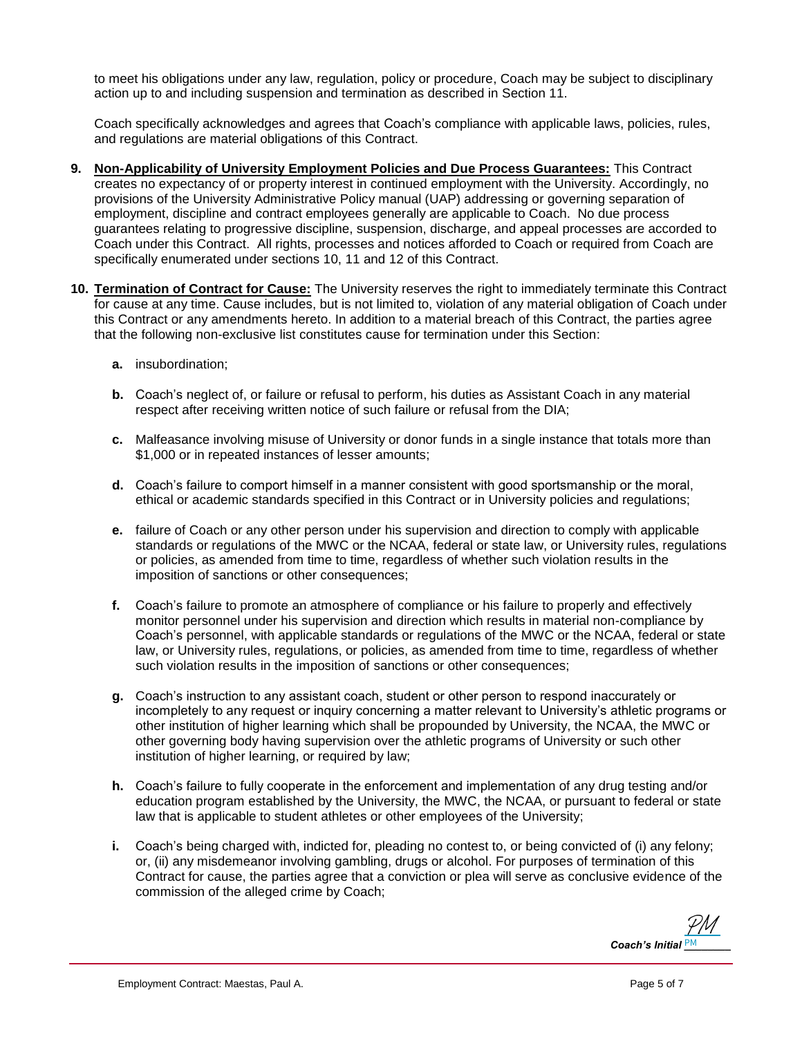to meet his obligations under any law, regulation, policy or procedure, Coach may be subject to disciplinary action up to and including suspension and termination as described in Section 11.

Coach specifically acknowledges and agrees that Coach's compliance with applicable laws, policies, rules, and regulations are material obligations of this Contract.

**9. Non-Applicability of University Employment Policies and Due Process Guarantees:** This Contract creates no expectancy of or property interest in continued employment with the University. Accordingly, no provisions of the University Administrative Policy manual (UAP) addressing or governing separation of employment, discipline and contract employees generally are applicable to Coach. No due process guarantees relating to progressive discipline, suspension, discharge, and appeal processes are accorded to Coach under this Contract. All rights, processes and notices afforded to Coach or required from Coach are specifically enumerated under sections 10, 11 and 12 of this Contract.

**10. Termination of Contract for Cause:** The University reserves the right to immediately terminate this Contract for cause at any time. Cause includes, but is not limited to, violation of any material obligation of Coach under this Contract or any amendments hereto. In addition to a material breach of this Contract, the parties agree that the following non-exclusive list constitutes cause for termination under this Section:

- **a.** insubordination;

- **b.** Coach's neglect of, or failure or refusal to perform, his duties as Assistant Coach in any material respect after receiving written notice of such failure or refusal from the DIA;

- **c.** Malfeasance involving misuse of University or donor funds in a single instance that totals more than $1,000 or in repeated instances of lesser amounts;

- **d.** Coach's failure to comport himself in a manner consistent with good sportsmanship or the moral, ethical or academic standards specified in this Contract or in University policies and regulations;

- **e.** failure of Coach or any other person under his supervision and direction to comply with applicable standards or regulations of the MWC or the NCAA, federal or state law, or University rules, regulations or policies, as amended from time to time, regardless of whether such violation results in the imposition of sanctions or other consequences;

- **f.** Coach's failure to promote an atmosphere of compliance or his failure to properly and effectively monitor personnel under his supervision and direction which results in material non-compliance by Coach's personnel, with applicable standards or regulations of the MWC or the NCAA, federal or state law, or University rules, regulations, or policies, as amended from time to time, regardless of whether such violation results in the imposition of sanctions or other consequences;

- **g.** Coach's instruction to any assistant coach, student or other person to respond inaccurately or incompletely to any request or inquiry concerning a matter relevant to University's athletic programs or other institution of higher learning which shall be propounded by University, the NCAA, the MWC or other governing body having supervision over the athletic programs of University or such other institution of higher learning, or required by law;

- **h.** Coach's failure to fully cooperate in the enforcement and implementation of any drug testing and/or education program established by the University, the MWC, the NCAA, or pursuant to federal or state law that is applicable to student athletes or other employees of the University;

- **i.** Coach's being charged with, indicted for, pleading no contest to, or being convicted of (i) any felony; or, (ii) any misdemeanor involving gambling, drugs or alcohol. For purposes of termination of this Contract for cause, the parties agree that a conviction or plea will serve as conclusive evidence of the commission of the alleged crime by Coach;

*Coach's Initial* PM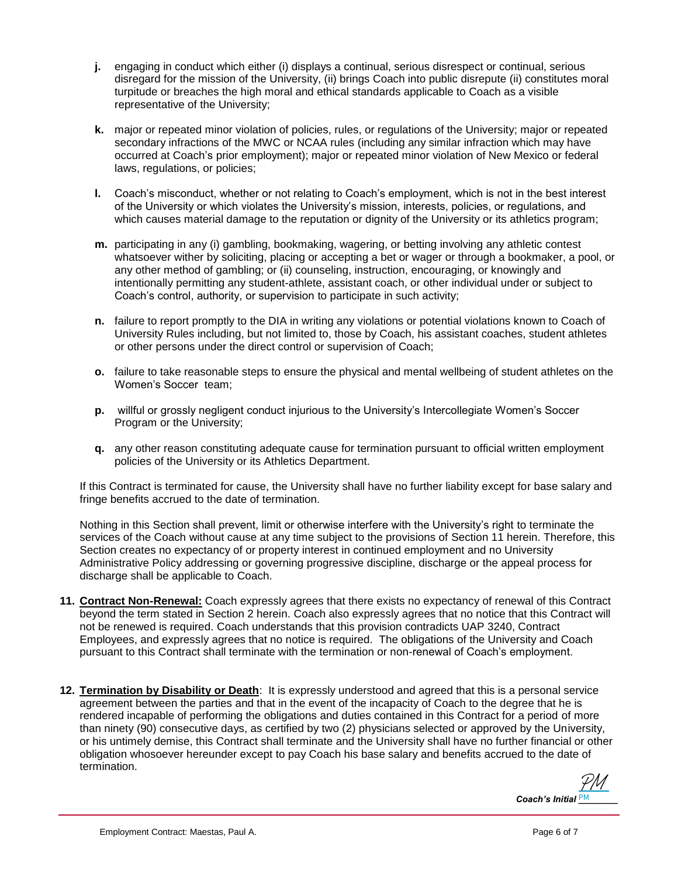- **j.** engaging in conduct which either (i) displays a continual, serious disrespect or continual, serious disregard for the mission of the University, (ii) brings Coach into public disrepute (ii) constitutes moral turpitude or breaches the high moral and ethical standards applicable to Coach as a visible representative of the University;

- **k.** major or repeated minor violation of policies, rules, or regulations of the University; major or repeated secondary infractions of the MWC or NCAA rules (including any similar infraction which may have occurred at Coach's prior employment); major or repeated minor violation of New Mexico or federal laws, regulations, or policies;

- **l.** Coach's misconduct, whether or not relating to Coach's employment, which is not in the best interest of the University or which violates the University's mission, interests, policies, or regulations, and which causes material damage to the reputation or dignity of the University or its athletics program;

- **m.** participating in any (i) gambling, bookmaking, wagering, or betting involving any athletic contest whatsoever wither by soliciting, placing or accepting a bet or wager or through a bookmaker, a pool, or any other method of gambling; or (ii) counseling, instruction, encouraging, or knowingly and intentionally permitting any student-athlete, assistant coach, or other individual under or subject to Coach's control, authority, or supervision to participate in such activity;

- **n.** failure to report promptly to the DIA in writing any violations or potential violations known to Coach of University Rules including, but not limited to, those by Coach, his assistant coaches, student athletes or other persons under the direct control or supervision of Coach;

- **o.** failure to take reasonable steps to ensure the physical and mental wellbeing of student athletes on the Women's Soccer team;

- **p.** willful or grossly negligent conduct injurious to the University's Intercollegiate Women's Soccer Program or the University;

- **q.** any other reason constituting adequate cause for termination pursuant to official written employment policies of the University or its Athletics Department.

If this Contract is terminated for cause, the University shall have no further liability except for base salary and fringe benefits accrued to the date of termination.

Nothing in this Section shall prevent, limit or otherwise interfere with the University's right to terminate the services of the Coach without cause at any time subject to the provisions of Section 11 herein. Therefore, this Section creates no expectancy of or property interest in continued employment and no University Administrative Policy addressing or governing progressive discipline, discharge or the appeal process for discharge shall be applicable to Coach.

**11. Contract Non-Renewal:** Coach expressly agrees that there exists no expectancy of renewal of this Contract beyond the term stated in Section 2 herein. Coach also expressly agrees that no notice that this Contract will not be renewed is required. Coach understands that this provision contradicts UAP 3240, Contract Employees, and expressly agrees that no notice is required. The obligations of the University and Coach pursuant to this Contract shall terminate with the termination or non-renewal of Coach's employment.

**12. Termination by Disability or Death**: It is expressly understood and agreed that this is a personal service agreement between the parties and that in the event of the incapacity of Coach to the degree that he is rendered incapable of performing the obligations and duties contained in this Contract for a period of more than ninety (90) consecutive days, as certified by two (2) physicians selected or approved by the University, or his untimely demise, this Contract shall terminate and the University shall have no further financial or other obligation whosoever hereunder except to pay Coach his base salary and benefits accrued to the date of termination.

*Coach's Initial* PM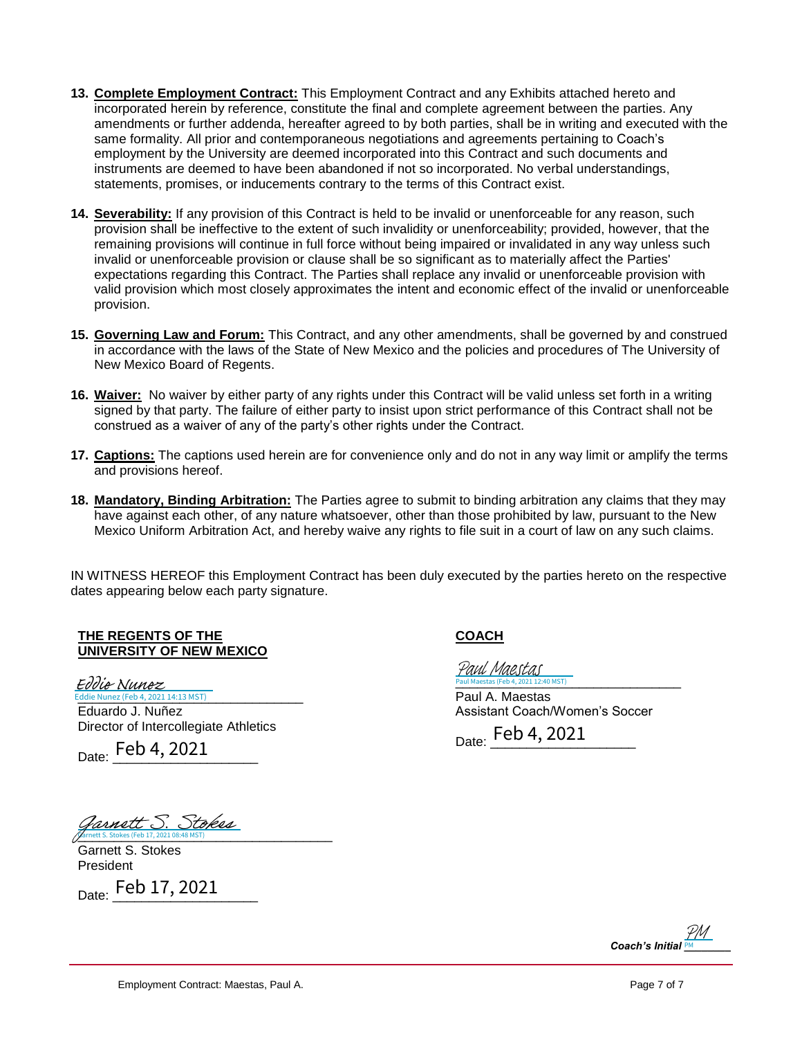13. **Complete Employment Contract:** This Employment Contract and any Exhibits attached hereto and incorporated herein by reference, constitute the final and complete agreement between the parties. Any amendments or further addenda, hereafter agreed to by both parties, shall be in writing and executed with the same formality. All prior and contemporaneous negotiations and agreements pertaining to Coach's employment by the University are deemed incorporated into this Contract and such documents and instruments are deemed to have been abandoned if not so incorporated. No verbal understandings, statements, promises, or inducements contrary to the terms of this Contract exist.

14. **Severability:** If any provision of this Contract is held to be invalid or unenforceable for any reason, such provision shall be ineffective to the extent of such invalidity or unenforceability; provided, however, that the remaining provisions will continue in full force without being impaired or invalidated in any way unless such invalid or unenforceable provision or clause shall be so significant as to materially affect the Parties' expectations regarding this Contract. The Parties shall replace any invalid or unenforceable provision with valid provision which most closely approximates the intent and economic effect of the invalid or unenforceable provision.

15. **Governing Law and Forum:** This Contract, and any other amendments, shall be governed by and construed in accordance with the laws of the State of New Mexico and the policies and procedures of The University of New Mexico Board of Regents.

16. **Waiver:** No waiver by either party of any rights under this Contract will be valid unless set forth in a writing signed by that party. The failure of either party to insist upon strict performance of this Contract shall not be construed as a waiver of any of the party's other rights under the Contract.

17. **Captions:** The captions used herein are for convenience only and do not in any way limit or amplify the terms and provisions hereof.

18. **Mandatory, Binding Arbitration:** The Parties agree to submit to binding arbitration any claims that they may have against each other, of any nature whatsoever, other than those prohibited by law, pursuant to the New Mexico Uniform Arbitration Act, and hereby waive any rights to file suit in a court of law on any such claims.

IN WITNESS HEREOF this Employment Contract has been duly executed by the parties hereto on the respective dates appearing below each party signature.

**THE REGENTS OF THE UNIVERSITY OF NEW MEXICO**

Eddie Nunez
Eddie Nunez (Feb 4, 2021 14:13 MST)

Eduardo J. Nuñez
Director of Intercollegiate Athletics

Date: Feb 4, 2021

Garnett S. Stokes
Garnett S. Stokes (Feb 17, 2021 08:48 MST)

Garnett S. Stokes
President

Date: Feb 17, 2021

**COACH**

Paul Maestas
Paul Maestas (Feb 4, 2021 12:40 MST)

Paul A. Maestas
Assistant Coach/Women's Soccer

Date: Feb 4, 2021

***Coach's Initial*** PM